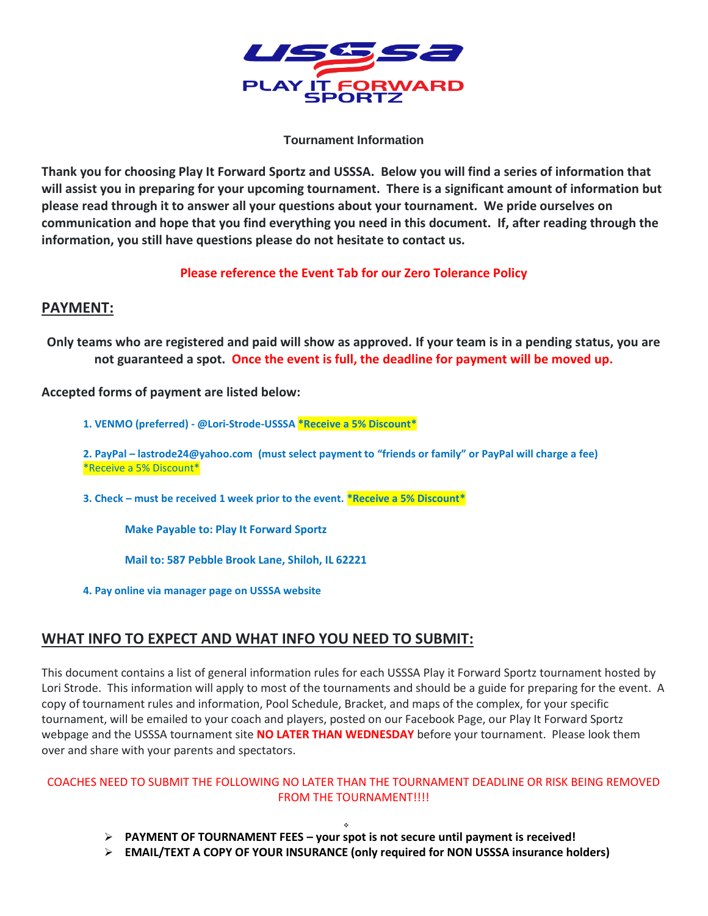USSSA
PLAY IT FORWARD SPORTZ

### Tournament Information

**Thank you for choosing Play It Forward Sportz and USSSA. Below you will find a series of information that will assist you in preparing for your upcoming tournament. There is a significant amount of information but please read through it to answer all your questions about your tournament. We pride ourselves on communication and hope that you find everything you need in this document. If, after reading through the information, you still have questions please do not hesitate to contact us.**

**Please reference the Event Tab for our Zero Tolerance Policy**

## PAYMENT:

**Only teams who are registered and paid will show as approved. If your team is in a pending status, you are not guaranteed a spot. Once the event is full, the deadline for payment will be moved up.**

**Accepted forms of payment are listed below:**

**1. VENMO (preferred) - @Lori-Strode-USSSA *Receive a 5% Discount***

**2. PayPal – lastrode24@yahoo.com (must select payment to "friends or family" or PayPal will charge a fee)** *Receive a 5% Discount*

**3. Check – must be received 1 week prior to the event. *Receive a 5% Discount***

**Make Payable to: Play It Forward Sportz**

**Mail to: 587 Pebble Brook Lane, Shiloh, IL 62221**

**4. Pay online via manager page on USSSA website**

## WHAT INFO TO EXPECT AND WHAT INFO YOU NEED TO SUBMIT:

This document contains a list of general information rules for each USSSA Play it Forward Sportz tournament hosted by Lori Strode. This information will apply to most of the tournaments and should be a guide for preparing for the event. A copy of tournament rules and information, Pool Schedule, Bracket, and maps of the complex, for your specific tournament, will be emailed to your coach and players, posted on our Facebook Page, our Play It Forward Sportz webpage and the USSSA tournament site **NO LATER THAN WEDNESDAY** before your tournament. Please look them over and share with your parents and spectators.

COACHES NEED TO SUBMIT THE FOLLOWING NO LATER THAN THE TOURNAMENT DEADLINE OR RISK BEING REMOVED FROM THE TOURNAMENT!!!!

- **PAYMENT OF TOURNAMENT FEES – your spot is not secure until payment is received!**
- **EMAIL/TEXT A COPY OF YOUR INSURANCE (only required for NON USSSA insurance holders)**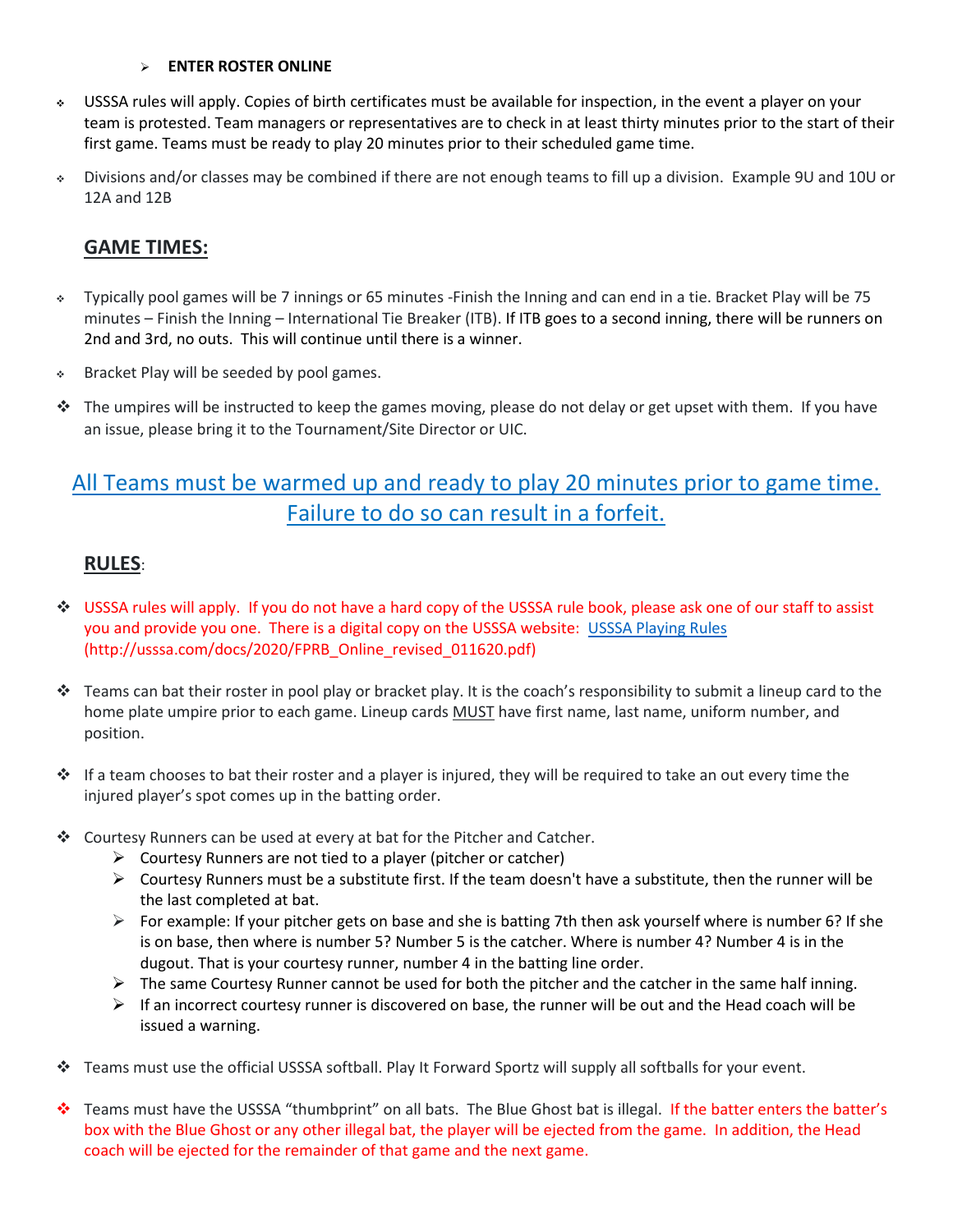- **ENTER ROSTER ONLINE**

- USSSA rules will apply. Copies of birth certificates must be available for inspection, in the event a player on your team is protested. Team managers or representatives are to check in at least thirty minutes prior to the start of their first game. Teams must be ready to play 20 minutes prior to their scheduled game time.

- Divisions and/or classes may be combined if there are not enough teams to fill up a division. Example 9U and 10U or 12A and 12B

## GAME TIMES:

- Typically pool games will be 7 innings or 65 minutes -Finish the Inning and can end in a tie. Bracket Play will be 75 minutes – Finish the Inning – International Tie Breaker (ITB). If ITB goes to a second inning, there will be runners on 2nd and 3rd, no outs. This will continue until there is a winner.

- Bracket Play will be seeded by pool games.

- The umpires will be instructed to keep the games moving, please do not delay or get upset with them. If you have an issue, please bring it to the Tournament/Site Director or UIC.

**All Teams must be warmed up and ready to play 20 minutes prior to game time. Failure to do so can result in a forfeit.**

## RULES:

- USSSA rules will apply. If you do not have a hard copy of the USSSA rule book, please ask one of our staff to assist you and provide you one. There is a digital copy on the USSSA website: USSSA Playing Rules (http://usssa.com/docs/2020/FPRB_Online_revised_011620.pdf)

- Teams can bat their roster in pool play or bracket play. It is the coach's responsibility to submit a lineup card to the home plate umpire prior to each game. Lineup cards MUST have first name, last name, uniform number, and position.

- If a team chooses to bat their roster and a player is injured, they will be required to take an out every time the injured player's spot comes up in the batting order.

- Courtesy Runners can be used at every at bat for the Pitcher and Catcher.
  - Courtesy Runners are not tied to a player (pitcher or catcher)
  - Courtesy Runners must be a substitute first. If the team doesn't have a substitute, then the runner will be the last completed at bat.
  - For example: If your pitcher gets on base and she is batting 7th then ask yourself where is number 6? If she is on base, then where is number 5? Number 5 is the catcher. Where is number 4? Number 4 is in the dugout. That is your courtesy runner, number 4 in the batting line order.
  - The same Courtesy Runner cannot be used for both the pitcher and the catcher in the same half inning.
  - If an incorrect courtesy runner is discovered on base, the runner will be out and the Head coach will be issued a warning.

- Teams must use the official USSSA softball. Play It Forward Sportz will supply all softballs for your event.

- Teams must have the USSSA "thumbprint" on all bats. The Blue Ghost bat is illegal. If the batter enters the batter's box with the Blue Ghost or any other illegal bat, the player will be ejected from the game. In addition, the Head coach will be ejected for the remainder of that game and the next game.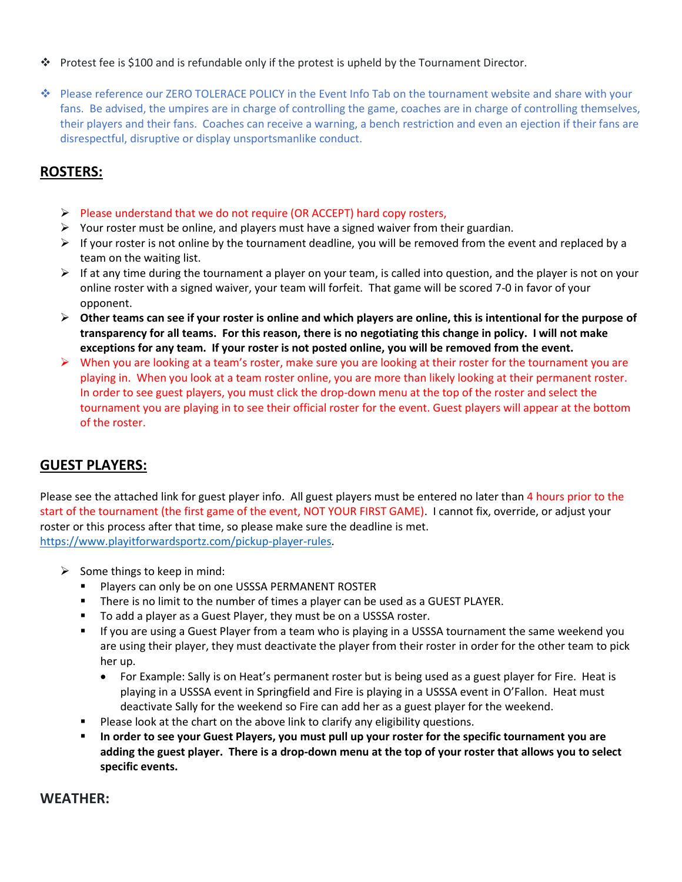- Protest fee is $100 and is refundable only if the protest is upheld by the Tournament Director.

- Please reference our ZERO TOLERACE POLICY in the Event Info Tab on the tournament website and share with your fans. Be advised, the umpires are in charge of controlling the game, coaches are in charge of controlling themselves, their players and their fans. Coaches can receive a warning, a bench restriction and even an ejection if their fans are disrespectful, disruptive or display unsportsmanlike conduct.

## ROSTERS:

- Please understand that we do not require (OR ACCEPT) hard copy rosters,
- Your roster must be online, and players must have a signed waiver from their guardian.
- If your roster is not online by the tournament deadline, you will be removed from the event and replaced by a team on the waiting list.
- If at any time during the tournament a player on your team, is called into question, and the player is not on your online roster with a signed waiver, your team will forfeit. That game will be scored 7-0 in favor of your opponent.
- **Other teams can see if your roster is online and which players are online, this is intentional for the purpose of transparency for all teams. For this reason, there is no negotiating this change in policy. I will not make exceptions for any team. If your roster is not posted online, you will be removed from the event.**
- When you are looking at a team's roster, make sure you are looking at their roster for the tournament you are playing in. When you look at a team roster online, you are more than likely looking at their permanent roster. In order to see guest players, you must click the drop-down menu at the top of the roster and select the tournament you are playing in to see their official roster for the event. Guest players will appear at the bottom of the roster.

## GUEST PLAYERS:

Please see the attached link for guest player info. All guest players must be entered no later than 4 hours prior to the start of the tournament (the first game of the event, NOT YOUR FIRST GAME). I cannot fix, override, or adjust your roster or this process after that time, so please make sure the deadline is met. https://www.playitforwardsportz.com/pickup-player-rules.

- Some things to keep in mind:
  - Players can only be on one USSSA PERMANENT ROSTER
  - There is no limit to the number of times a player can be used as a GUEST PLAYER.
  - To add a player as a Guest Player, they must be on a USSSA roster.
  - If you are using a Guest Player from a team who is playing in a USSSA tournament the same weekend you are using their player, they must deactivate the player from their roster in order for the other team to pick her up.
    - For Example: Sally is on Heat's permanent roster but is being used as a guest player for Fire. Heat is playing in a USSSA event in Springfield and Fire is playing in a USSSA event in O'Fallon. Heat must deactivate Sally for the weekend so Fire can add her as a guest player for the weekend.
  - Please look at the chart on the above link to clarify any eligibility questions.
  - **In order to see your Guest Players, you must pull up your roster for the specific tournament you are adding the guest player. There is a drop-down menu at the top of your roster that allows you to select specific events.**

## WEATHER: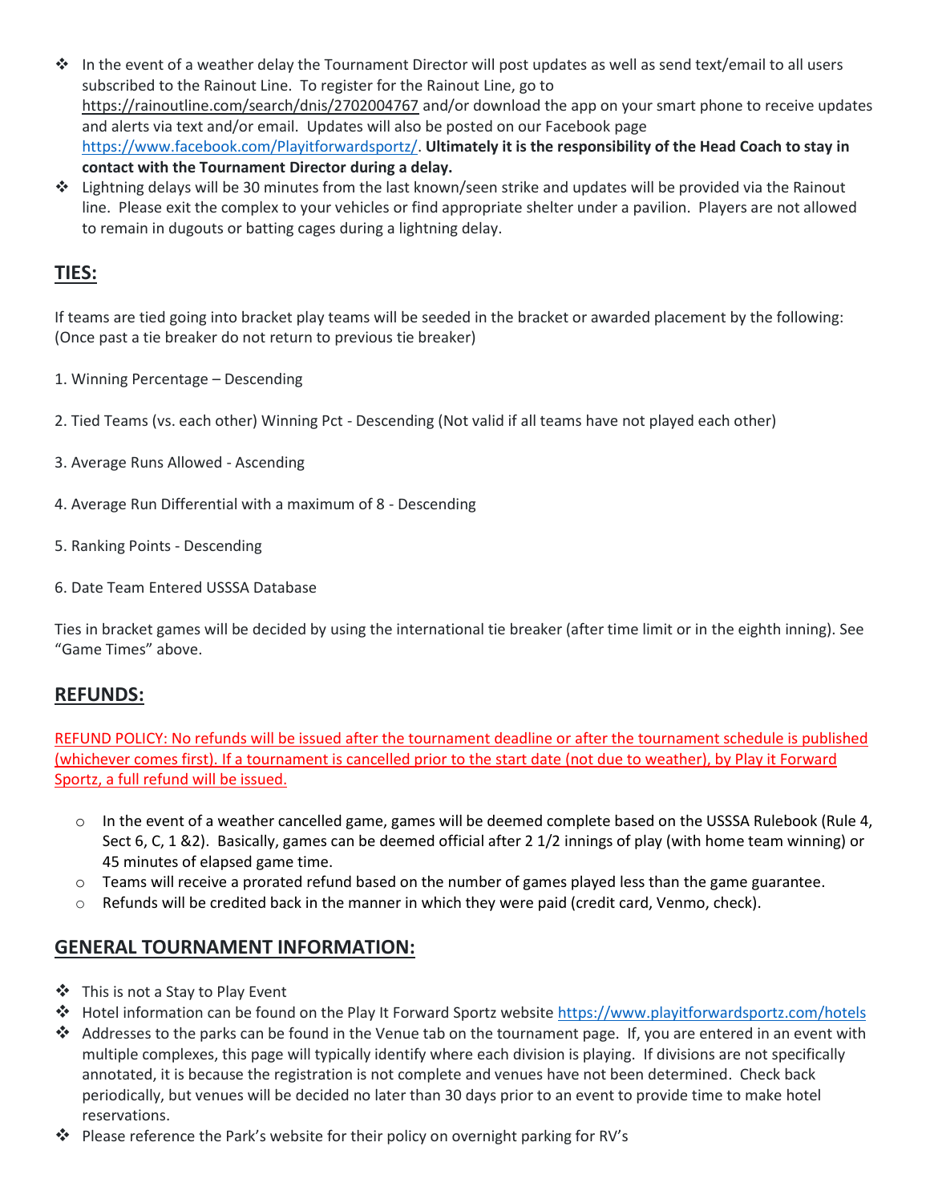- In the event of a weather delay the Tournament Director will post updates as well as send text/email to all users subscribed to the Rainout Line. To register for the Rainout Line, go to https://rainoutline.com/search/dnis/2702004767 and/or download the app on your smart phone to receive updates and alerts via text and/or email. Updates will also be posted on our Facebook page https://www.facebook.com/Playitforwardsportz/. **Ultimately it is the responsibility of the Head Coach to stay in contact with the Tournament Director during a delay.**
- Lightning delays will be 30 minutes from the last known/seen strike and updates will be provided via the Rainout line. Please exit the complex to your vehicles or find appropriate shelter under a pavilion. Players are not allowed to remain in dugouts or batting cages during a lightning delay.

## TIES:

If teams are tied going into bracket play teams will be seeded in the bracket or awarded placement by the following: (Once past a tie breaker do not return to previous tie breaker)

1. Winning Percentage – Descending

2. Tied Teams (vs. each other) Winning Pct - Descending (Not valid if all teams have not played each other)

3. Average Runs Allowed - Ascending

4. Average Run Differential with a maximum of 8 - Descending

5. Ranking Points - Descending

6. Date Team Entered USSSA Database

Ties in bracket games will be decided by using the international tie breaker (after time limit or in the eighth inning). See "Game Times" above.

## REFUNDS:

REFUND POLICY: No refunds will be issued after the tournament deadline or after the tournament schedule is published (whichever comes first). If a tournament is cancelled prior to the start date (not due to weather), by Play it Forward Sportz, a full refund will be issued.

- In the event of a weather cancelled game, games will be deemed complete based on the USSSA Rulebook (Rule 4, Sect 6, C, 1 &2). Basically, games can be deemed official after 2 1/2 innings of play (with home team winning) or 45 minutes of elapsed game time.
- Teams will receive a prorated refund based on the number of games played less than the game guarantee.
- Refunds will be credited back in the manner in which they were paid (credit card, Venmo, check).

## GENERAL TOURNAMENT INFORMATION:

- This is not a Stay to Play Event
- Hotel information can be found on the Play It Forward Sportz website https://www.playitforwardsportz.com/hotels
- Addresses to the parks can be found in the Venue tab on the tournament page. If, you are entered in an event with multiple complexes, this page will typically identify where each division is playing. If divisions are not specifically annotated, it is because the registration is not complete and venues have not been determined. Check back periodically, but venues will be decided no later than 30 days prior to an event to provide time to make hotel reservations.
- Please reference the Park's website for their policy on overnight parking for RV's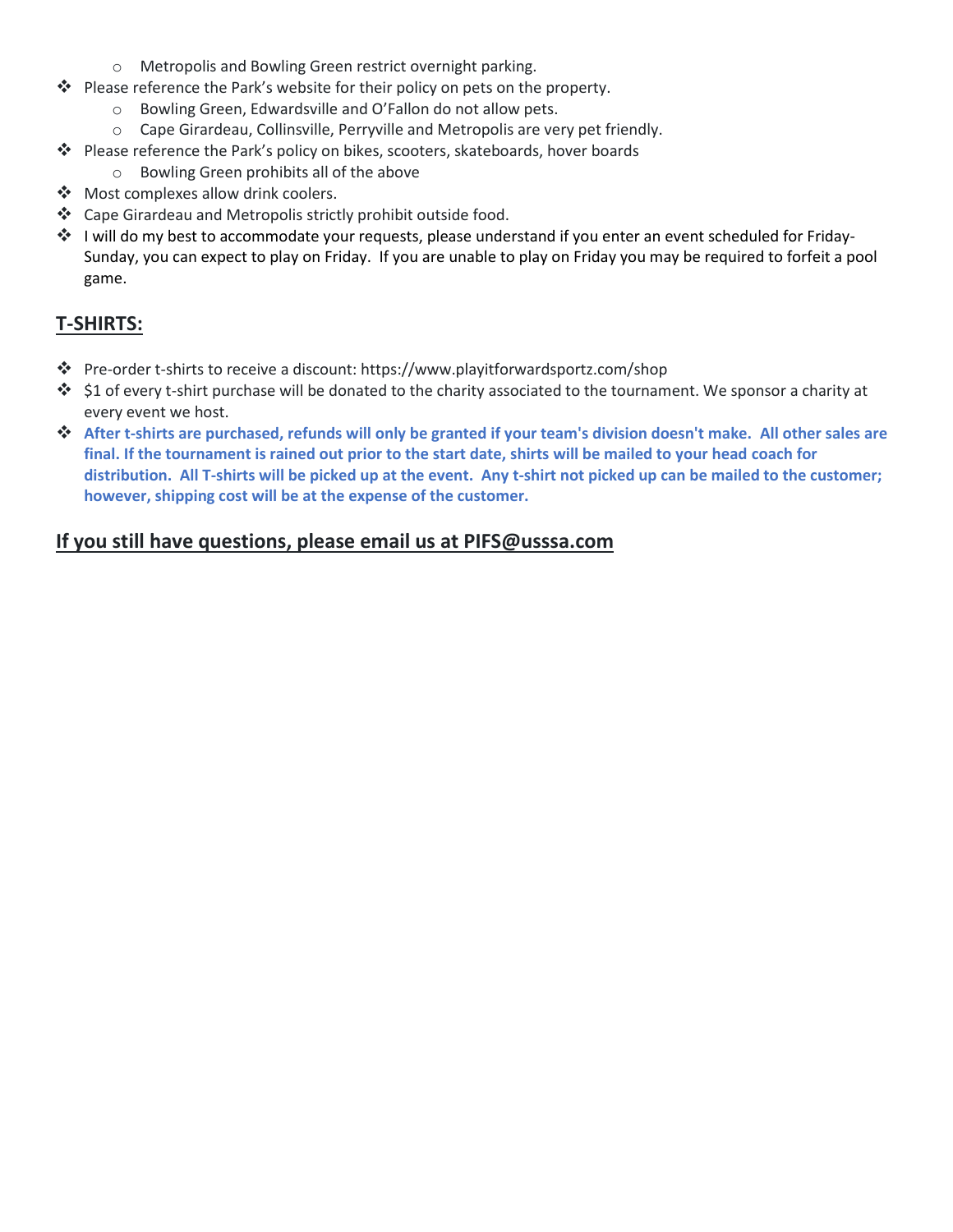- Metropolis and Bowling Green restrict overnight parking.
- Please reference the Park's website for their policy on pets on the property.
  - Bowling Green, Edwardsville and O'Fallon do not allow pets.
  - Cape Girardeau, Collinsville, Perryville and Metropolis are very pet friendly.
- Please reference the Park's policy on bikes, scooters, skateboards, hover boards
  - Bowling Green prohibits all of the above
- Most complexes allow drink coolers.
- Cape Girardeau and Metropolis strictly prohibit outside food.
- I will do my best to accommodate your requests, please understand if you enter an event scheduled for Friday-Sunday, you can expect to play on Friday. If you are unable to play on Friday you may be required to forfeit a pool game.

## T-SHIRTS:

- Pre-order t-shirts to receive a discount: https://www.playitforwardsportz.com/shop
- $1 of every t-shirt purchase will be donated to the charity associated to the tournament. We sponsor a charity at every event we host.
- **After t-shirts are purchased, refunds will only be granted if your team's division doesn't make. All other sales are final. If the tournament is rained out prior to the start date, shirts will be mailed to your head coach for distribution. All T-shirts will be picked up at the event. Any t-shirt not picked up can be mailed to the customer; however, shipping cost will be at the expense of the customer.**

## If you still have questions, please email us at PIFS@usssa.com